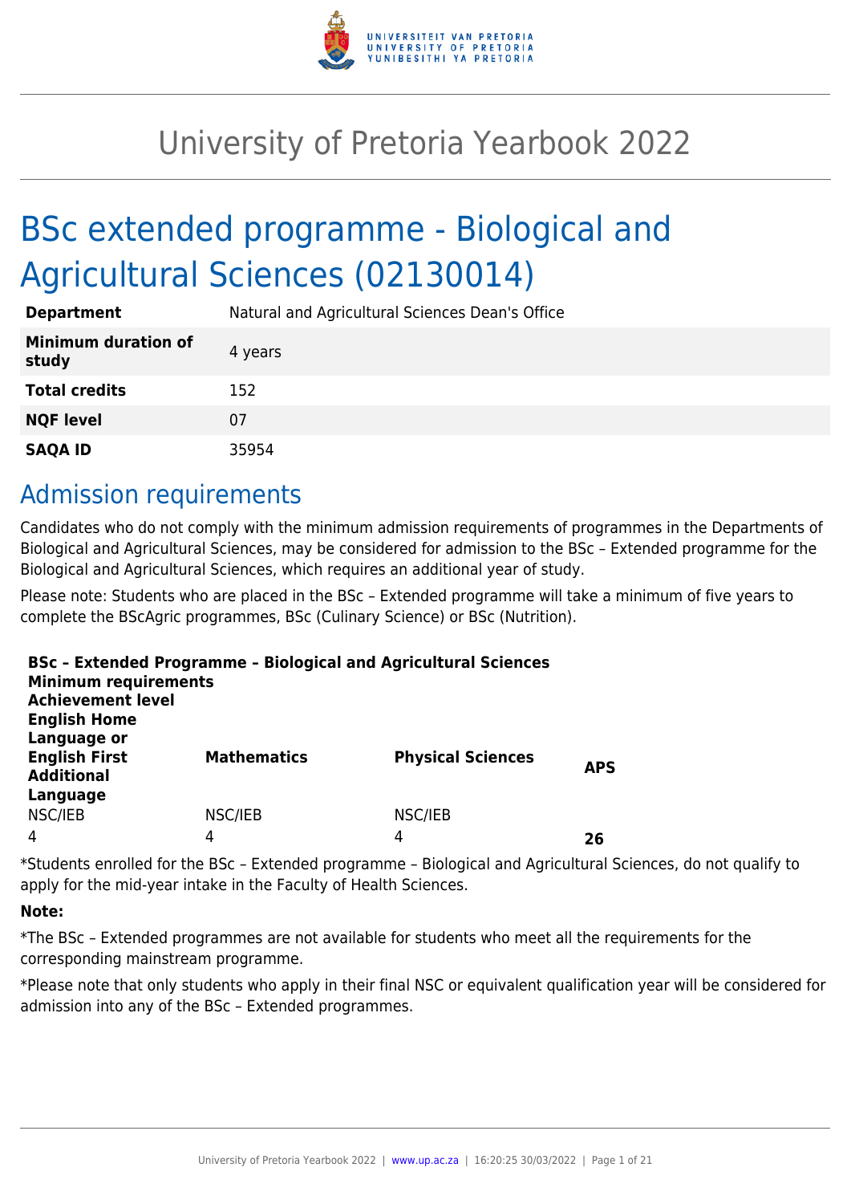# University of Pretoria Yearbook 2022

# BSc extended programme - Biological and Agricultural Sciences (02130014)

| | |
|---|---|
| **Department** | Natural and Agricultural Sciences Dean's Office |
| **Minimum duration of study** | 4 years |
| **Total credits** | 152 |
| **NQF level** | 07 |
| **SAQA ID** | 35954 |

## Admission requirements

Candidates who do not comply with the minimum admission requirements of programmes in the Departments of Biological and Agricultural Sciences, may be considered for admission to the BSc – Extended programme for the Biological and Agricultural Sciences, which requires an additional year of study.

Please note: Students who are placed in the BSc – Extended programme will take a minimum of five years to complete the BScAgric programmes, BSc (Culinary Science) or BSc (Nutrition).

**BSc – Extended Programme – Biological and Agricultural Sciences**
**Minimum requirements**
**Achievement level**

| **English Home Language or English First Additional Language** | **Mathematics** | **Physical Sciences** | **APS** |
|---|---|---|---|
| NSC/IEB | NSC/IEB | NSC/IEB | |
| 4 | 4 | 4 | **26** |

*Students enrolled for the BSc – Extended programme – Biological and Agricultural Sciences, do not qualify to apply for the mid-year intake in the Faculty of Health Sciences.

**Note:**

*The BSc – Extended programmes are not available for students who meet all the requirements for the corresponding mainstream programme.

*Please note that only students who apply in their final NSC or equivalent qualification year will be considered for admission into any of the BSc – Extended programmes.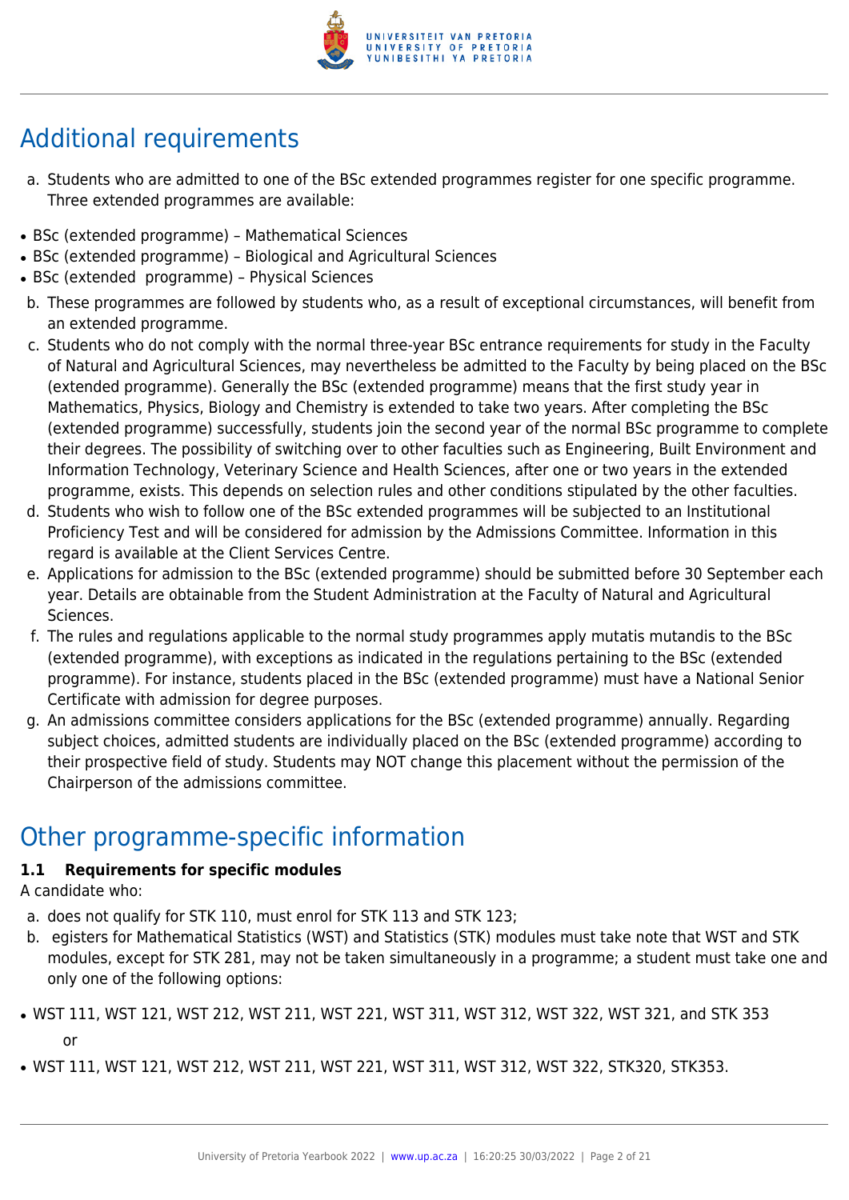## Additional requirements

a. Students who are admitted to one of the BSc extended programmes register for one specific programme. Three extended programmes are available:

- BSc (extended programme) – Mathematical Sciences
- BSc (extended programme) – Biological and Agricultural Sciences
- BSc (extended programme) – Physical Sciences

b. These programmes are followed by students who, as a result of exceptional circumstances, will benefit from an extended programme.

c. Students who do not comply with the normal three-year BSc entrance requirements for study in the Faculty of Natural and Agricultural Sciences, may nevertheless be admitted to the Faculty by being placed on the BSc (extended programme). Generally the BSc (extended programme) means that the first study year in Mathematics, Physics, Biology and Chemistry is extended to take two years. After completing the BSc (extended programme) successfully, students join the second year of the normal BSc programme to complete their degrees. The possibility of switching over to other faculties such as Engineering, Built Environment and Information Technology, Veterinary Science and Health Sciences, after one or two years in the extended programme, exists. This depends on selection rules and other conditions stipulated by the other faculties.

d. Students who wish to follow one of the BSc extended programmes will be subjected to an Institutional Proficiency Test and will be considered for admission by the Admissions Committee. Information in this regard is available at the Client Services Centre.

e. Applications for admission to the BSc (extended programme) should be submitted before 30 September each year. Details are obtainable from the Student Administration at the Faculty of Natural and Agricultural Sciences.

f. The rules and regulations applicable to the normal study programmes apply mutatis mutandis to the BSc (extended programme), with exceptions as indicated in the regulations pertaining to the BSc (extended programme). For instance, students placed in the BSc (extended programme) must have a National Senior Certificate with admission for degree purposes.

g. An admissions committee considers applications for the BSc (extended programme) annually. Regarding subject choices, admitted students are individually placed on the BSc (extended programme) according to their prospective field of study. Students may NOT change this placement without the permission of the Chairperson of the admissions committee.

## Other programme-specific information

**1.1 Requirements for specific modules**

A candidate who:

a. does not qualify for STK 110, must enrol for STK 113 and STK 123;

b. egisters for Mathematical Statistics (WST) and Statistics (STK) modules must take note that WST and STK modules, except for STK 281, may not be taken simultaneously in a programme; a student must take one and only one of the following options:

- WST 111, WST 121, WST 212, WST 211, WST 221, WST 311, WST 312, WST 322, WST 321, and STK 353

  or

- WST 111, WST 121, WST 212, WST 211, WST 221, WST 311, WST 312, WST 322, STK320, STK353.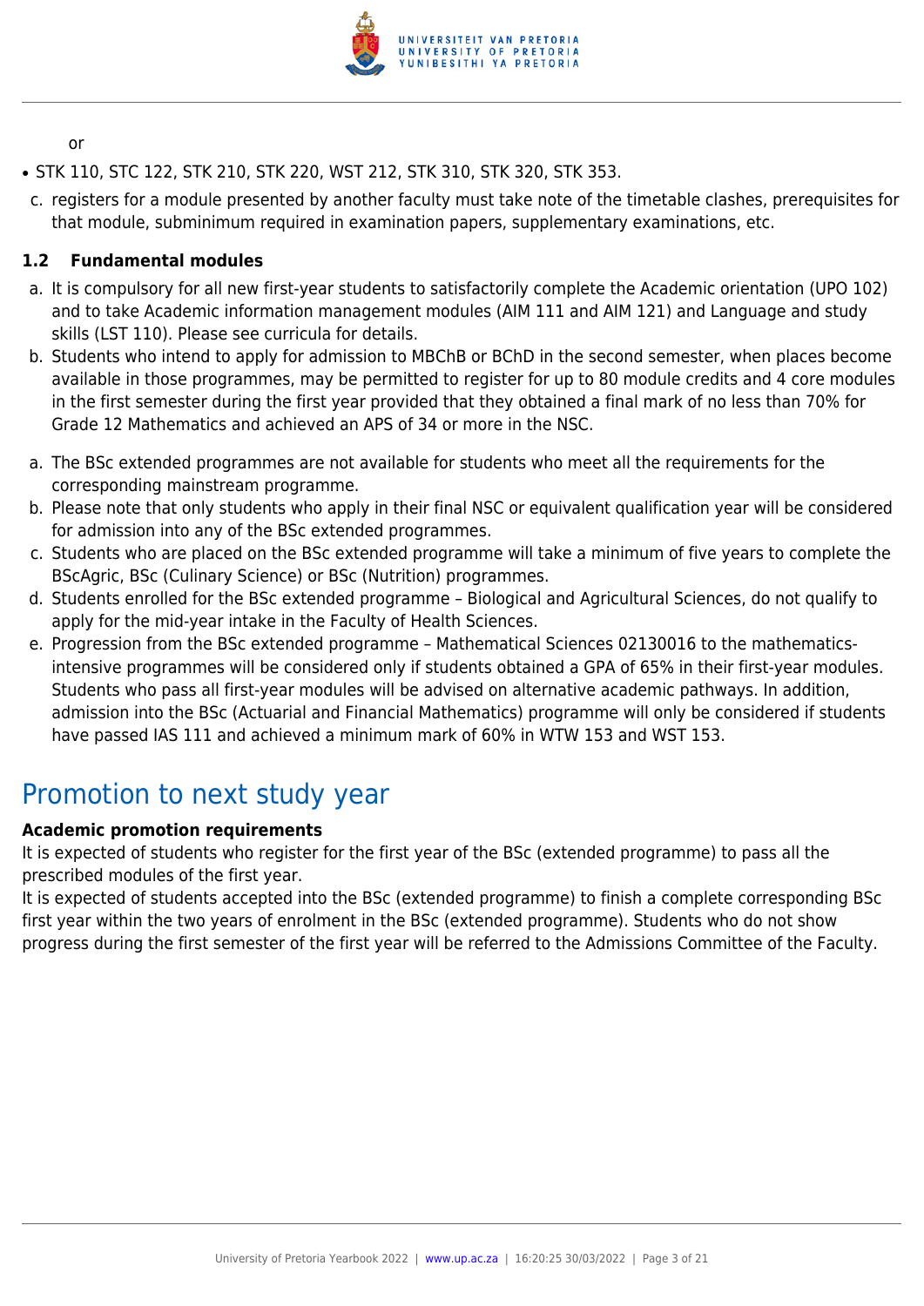or

- STK 110, STC 122, STK 210, STK 220, WST 212, STK 310, STK 320, STK 353.

c. registers for a module presented by another faculty must take note of the timetable clashes, prerequisites for that module, subminimum required in examination papers, supplementary examinations, etc.

### 1.2 Fundamental modules

a. It is compulsory for all new first-year students to satisfactorily complete the Academic orientation (UPO 102) and to take Academic information management modules (AIM 111 and AIM 121) and Language and study skills (LST 110). Please see curricula for details.

b. Students who intend to apply for admission to MBChB or BChD in the second semester, when places become available in those programmes, may be permitted to register for up to 80 module credits and 4 core modules in the first semester during the first year provided that they obtained a final mark of no less than 70% for Grade 12 Mathematics and achieved an APS of 34 or more in the NSC.

a. The BSc extended programmes are not available for students who meet all the requirements for the corresponding mainstream programme.

b. Please note that only students who apply in their final NSC or equivalent qualification year will be considered for admission into any of the BSc extended programmes.

c. Students who are placed on the BSc extended programme will take a minimum of five years to complete the BScAgric, BSc (Culinary Science) or BSc (Nutrition) programmes.

d. Students enrolled for the BSc extended programme – Biological and Agricultural Sciences, do not qualify to apply for the mid-year intake in the Faculty of Health Sciences.

e. Progression from the BSc extended programme – Mathematical Sciences 02130016 to the mathematics-intensive programmes will be considered only if students obtained a GPA of 65% in their first-year modules. Students who pass all first-year modules will be advised on alternative academic pathways. In addition, admission into the BSc (Actuarial and Financial Mathematics) programme will only be considered if students have passed IAS 111 and achieved a minimum mark of 60% in WTW 153 and WST 153.

## Promotion to next study year

**Academic promotion requirements**

It is expected of students who register for the first year of the BSc (extended programme) to pass all the prescribed modules of the first year.

It is expected of students accepted into the BSc (extended programme) to finish a complete corresponding BSc first year within the two years of enrolment in the BSc (extended programme). Students who do not show progress during the first semester of the first year will be referred to the Admissions Committee of the Faculty.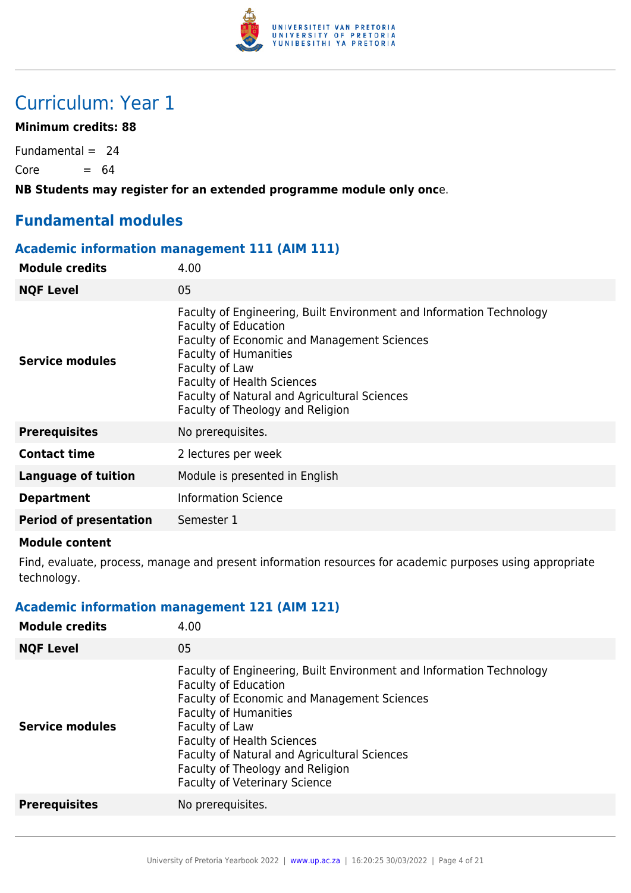# Curriculum: Year 1

**Minimum credits: 88**

Fundamental = 24

Core = 64

**NB Students may register for an extended programme module only once.**

## Fundamental modules

### Academic information management 111 (AIM 111)

| | |
|---|---|
| **Module credits** | 4.00 |
| **NQF Level** | 05 |
| **Service modules** | Faculty of Engineering, Built Environment and Information Technology<br>Faculty of Education<br>Faculty of Economic and Management Sciences<br>Faculty of Humanities<br>Faculty of Law<br>Faculty of Health Sciences<br>Faculty of Natural and Agricultural Sciences<br>Faculty of Theology and Religion |
| **Prerequisites** | No prerequisites. |
| **Contact time** | 2 lectures per week |
| **Language of tuition** | Module is presented in English |
| **Department** | Information Science |
| **Period of presentation** | Semester 1 |

**Module content**

Find, evaluate, process, manage and present information resources for academic purposes using appropriate technology.

### Academic information management 121 (AIM 121)

| | |
|---|---|
| **Module credits** | 4.00 |
| **NQF Level** | 05 |
| **Service modules** | Faculty of Engineering, Built Environment and Information Technology<br>Faculty of Education<br>Faculty of Economic and Management Sciences<br>Faculty of Humanities<br>Faculty of Law<br>Faculty of Health Sciences<br>Faculty of Natural and Agricultural Sciences<br>Faculty of Theology and Religion<br>Faculty of Veterinary Science |
| **Prerequisites** | No prerequisites. |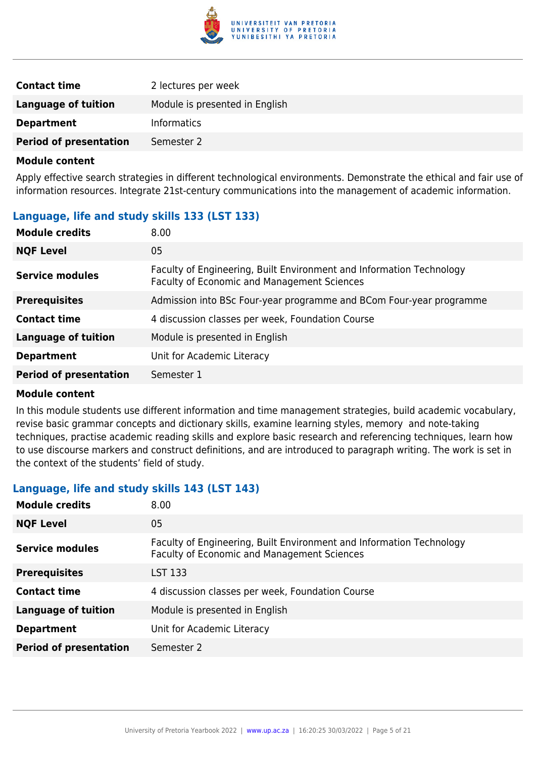| | |
|---|---|
| **Contact time** | 2 lectures per week |
| **Language of tuition** | Module is presented in English |
| **Department** | Informatics |
| **Period of presentation** | Semester 2 |

**Module content**

Apply effective search strategies in different technological environments. Demonstrate the ethical and fair use of information resources. Integrate 21st-century communications into the management of academic information.

### Language, life and study skills 133 (LST 133)

| | |
|---|---|
| **Module credits** | 8.00 |
| **NQF Level** | 05 |
| **Service modules** | Faculty of Engineering, Built Environment and Information Technology<br>Faculty of Economic and Management Sciences |
| **Prerequisites** | Admission into BSc Four-year programme and BCom Four-year programme |
| **Contact time** | 4 discussion classes per week, Foundation Course |
| **Language of tuition** | Module is presented in English |
| **Department** | Unit for Academic Literacy |
| **Period of presentation** | Semester 1 |

**Module content**

In this module students use different information and time management strategies, build academic vocabulary, revise basic grammar concepts and dictionary skills, examine learning styles, memory and note-taking techniques, practise academic reading skills and explore basic research and referencing techniques, learn how to use discourse markers and construct definitions, and are introduced to paragraph writing. The work is set in the context of the students' field of study.

### Language, life and study skills 143 (LST 143)

| | |
|---|---|
| **Module credits** | 8.00 |
| **NQF Level** | 05 |
| **Service modules** | Faculty of Engineering, Built Environment and Information Technology<br>Faculty of Economic and Management Sciences |
| **Prerequisites** | LST 133 |
| **Contact time** | 4 discussion classes per week, Foundation Course |
| **Language of tuition** | Module is presented in English |
| **Department** | Unit for Academic Literacy |
| **Period of presentation** | Semester 2 |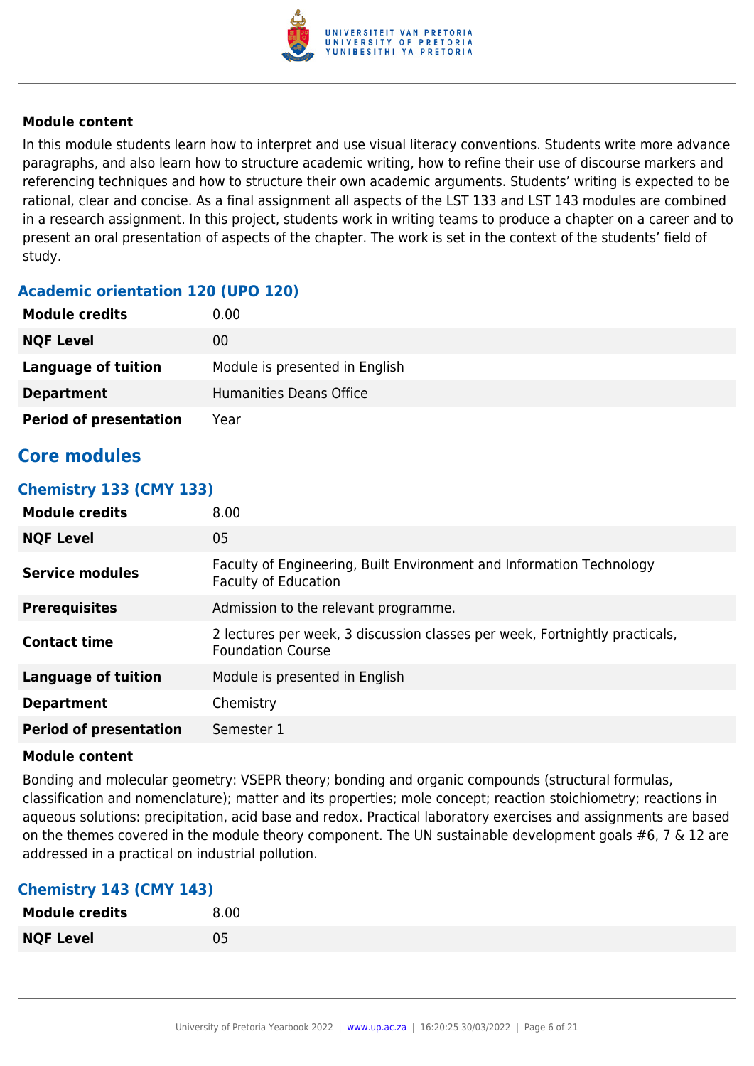#### Module content

In this module students learn how to interpret and use visual literacy conventions. Students write more advance paragraphs, and also learn how to structure academic writing, how to refine their use of discourse markers and referencing techniques and how to structure their own academic arguments. Students' writing is expected to be rational, clear and concise. As a final assignment all aspects of the LST 133 and LST 143 modules are combined in a research assignment. In this project, students work in writing teams to produce a chapter on a career and to present an oral presentation of aspects of the chapter. The work is set in the context of the students' field of study.

### Academic orientation 120 (UPO 120)

| | |
|---|---|
| **Module credits** | 0.00 |
| **NQF Level** | 00 |
| **Language of tuition** | Module is presented in English |
| **Department** | Humanities Deans Office |
| **Period of presentation** | Year |

## Core modules

### Chemistry 133 (CMY 133)

| | |
|---|---|
| **Module credits** | 8.00 |
| **NQF Level** | 05 |
| **Service modules** | Faculty of Engineering, Built Environment and Information Technology<br>Faculty of Education |
| **Prerequisites** | Admission to the relevant programme. |
| **Contact time** | 2 lectures per week, 3 discussion classes per week, Fortnightly practicals, Foundation Course |
| **Language of tuition** | Module is presented in English |
| **Department** | Chemistry |
| **Period of presentation** | Semester 1 |

#### Module content

Bonding and molecular geometry: VSEPR theory; bonding and organic compounds (structural formulas, classification and nomenclature); matter and its properties; mole concept; reaction stoichiometry; reactions in aqueous solutions: precipitation, acid base and redox. Practical laboratory exercises and assignments are based on the themes covered in the module theory component. The UN sustainable development goals #6, 7 & 12 are addressed in a practical on industrial pollution.

### Chemistry 143 (CMY 143)

| | |
|---|---|
| **Module credits** | 8.00 |
| **NQF Level** | 05 |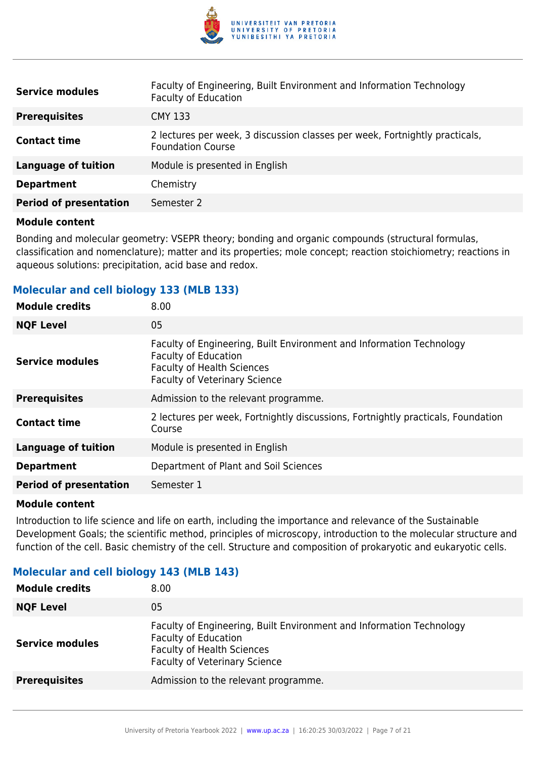| | |
|---|---|
| **Service modules** | Faculty of Engineering, Built Environment and Information Technology<br>Faculty of Education |
| **Prerequisites** | CMY 133 |
| **Contact time** | 2 lectures per week, 3 discussion classes per week, Fortnightly practicals, Foundation Course |
| **Language of tuition** | Module is presented in English |
| **Department** | Chemistry |
| **Period of presentation** | Semester 2 |

**Module content**

Bonding and molecular geometry: VSEPR theory; bonding and organic compounds (structural formulas, classification and nomenclature); matter and its properties; mole concept; reaction stoichiometry; reactions in aqueous solutions: precipitation, acid base and redox.

### Molecular and cell biology 133 (MLB 133)

| | |
|---|---|
| **Module credits** | 8.00 |
| **NQF Level** | 05 |
| **Service modules** | Faculty of Engineering, Built Environment and Information Technology<br>Faculty of Education<br>Faculty of Health Sciences<br>Faculty of Veterinary Science |
| **Prerequisites** | Admission to the relevant programme. |
| **Contact time** | 2 lectures per week, Fortnightly discussions, Fortnightly practicals, Foundation Course |
| **Language of tuition** | Module is presented in English |
| **Department** | Department of Plant and Soil Sciences |
| **Period of presentation** | Semester 1 |

**Module content**

Introduction to life science and life on earth, including the importance and relevance of the Sustainable Development Goals; the scientific method, principles of microscopy, introduction to the molecular structure and function of the cell. Basic chemistry of the cell. Structure and composition of prokaryotic and eukaryotic cells.

### Molecular and cell biology 143 (MLB 143)

| | |
|---|---|
| **Module credits** | 8.00 |
| **NQF Level** | 05 |
| **Service modules** | Faculty of Engineering, Built Environment and Information Technology<br>Faculty of Education<br>Faculty of Health Sciences<br>Faculty of Veterinary Science |
| **Prerequisites** | Admission to the relevant programme. |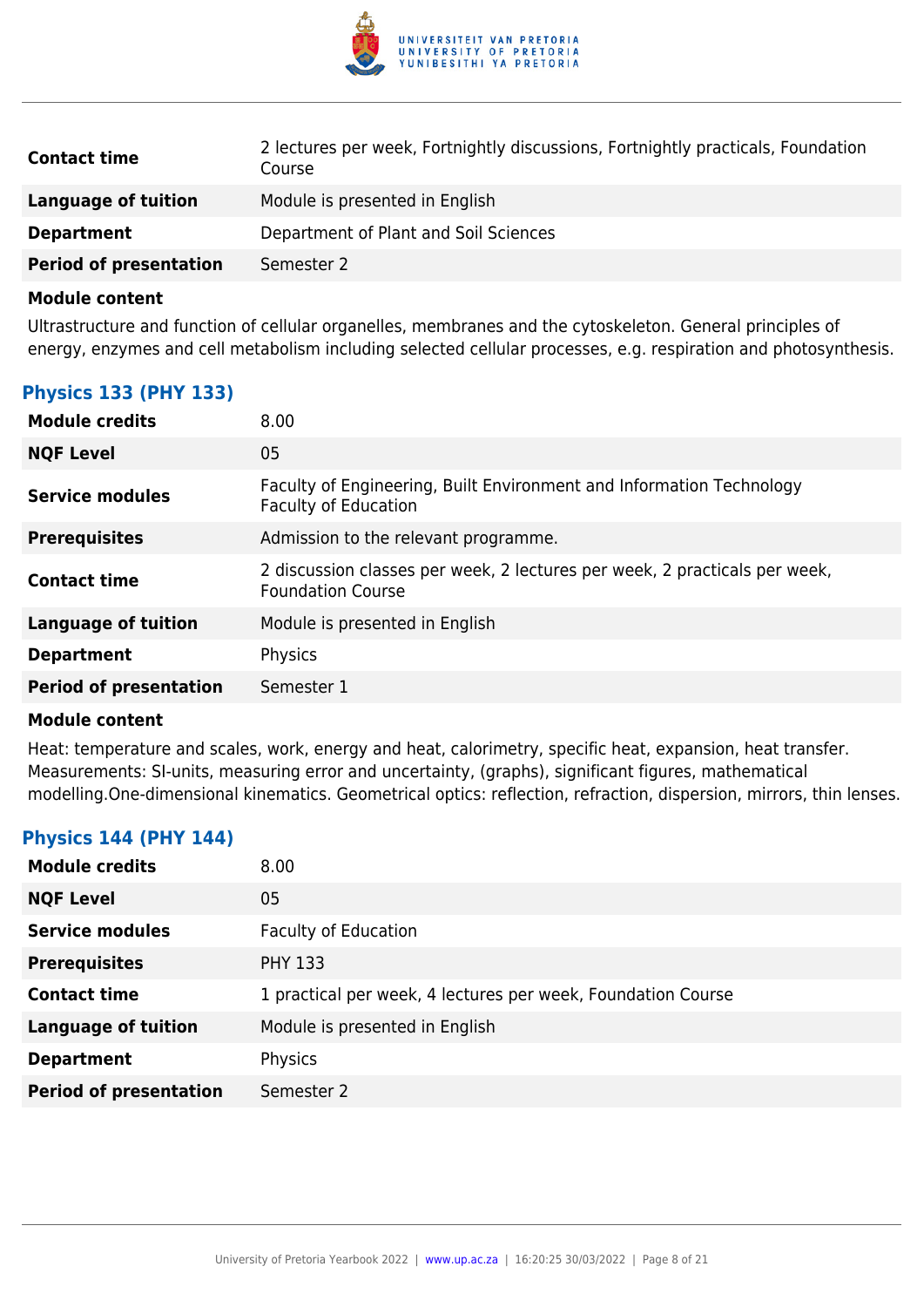| | |
|---|---|
| **Contact time** | 2 lectures per week, Fortnightly discussions, Fortnightly practicals, Foundation Course |
| **Language of tuition** | Module is presented in English |
| **Department** | Department of Plant and Soil Sciences |
| **Period of presentation** | Semester 2 |

**Module content**

Ultrastructure and function of cellular organelles, membranes and the cytoskeleton. General principles of energy, enzymes and cell metabolism including selected cellular processes, e.g. respiration and photosynthesis.

### Physics 133 (PHY 133)

| | |
|---|---|
| **Module credits** | 8.00 |
| **NQF Level** | 05 |
| **Service modules** | Faculty of Engineering, Built Environment and Information Technology<br>Faculty of Education |
| **Prerequisites** | Admission to the relevant programme. |
| **Contact time** | 2 discussion classes per week, 2 lectures per week, 2 practicals per week, Foundation Course |
| **Language of tuition** | Module is presented in English |
| **Department** | Physics |
| **Period of presentation** | Semester 1 |

**Module content**

Heat: temperature and scales, work, energy and heat, calorimetry, specific heat, expansion, heat transfer. Measurements: SI-units, measuring error and uncertainty, (graphs), significant figures, mathematical modelling.One-dimensional kinematics. Geometrical optics: reflection, refraction, dispersion, mirrors, thin lenses.

### Physics 144 (PHY 144)

| | |
|---|---|
| **Module credits** | 8.00 |
| **NQF Level** | 05 |
| **Service modules** | Faculty of Education |
| **Prerequisites** | PHY 133 |
| **Contact time** | 1 practical per week, 4 lectures per week, Foundation Course |
| **Language of tuition** | Module is presented in English |
| **Department** | Physics |
| **Period of presentation** | Semester 2 |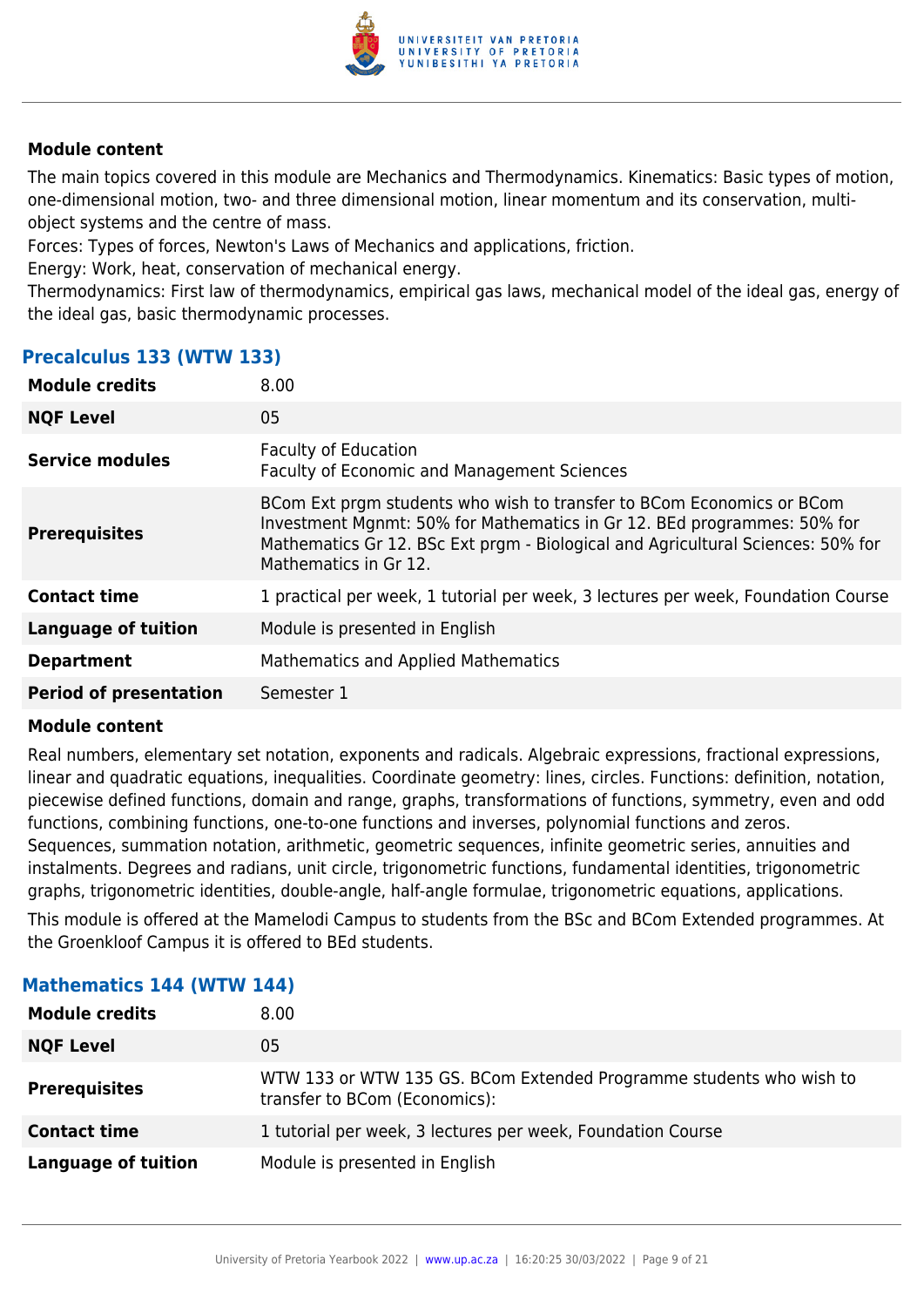**Module content**

The main topics covered in this module are Mechanics and Thermodynamics. Kinematics: Basic types of motion, one-dimensional motion, two- and three dimensional motion, linear momentum and its conservation, multi-object systems and the centre of mass.

Forces: Types of forces, Newton's Laws of Mechanics and applications, friction.

Energy: Work, heat, conservation of mechanical energy.

Thermodynamics: First law of thermodynamics, empirical gas laws, mechanical model of the ideal gas, energy of the ideal gas, basic thermodynamic processes.

### Precalculus 133 (WTW 133)

| | |
|---|---|
| **Module credits** | 8.00 |
| **NQF Level** | 05 |
| **Service modules** | Faculty of Education<br>Faculty of Economic and Management Sciences |
| **Prerequisites** | BCom Ext prgm students who wish to transfer to BCom Economics or BCom Investment Mgnmt: 50% for Mathematics in Gr 12. BEd programmes: 50% for Mathematics Gr 12. BSc Ext prgm - Biological and Agricultural Sciences: 50% for Mathematics in Gr 12. |
| **Contact time** | 1 practical per week, 1 tutorial per week, 3 lectures per week, Foundation Course |
| **Language of tuition** | Module is presented in English |
| **Department** | Mathematics and Applied Mathematics |
| **Period of presentation** | Semester 1 |

**Module content**

Real numbers, elementary set notation, exponents and radicals. Algebraic expressions, fractional expressions, linear and quadratic equations, inequalities. Coordinate geometry: lines, circles. Functions: definition, notation, piecewise defined functions, domain and range, graphs, transformations of functions, symmetry, even and odd functions, combining functions, one-to-one functions and inverses, polynomial functions and zeros. Sequences, summation notation, arithmetic, geometric sequences, infinite geometric series, annuities and instalments. Degrees and radians, unit circle, trigonometric functions, fundamental identities, trigonometric graphs, trigonometric identities, double-angle, half-angle formulae, trigonometric equations, applications.

This module is offered at the Mamelodi Campus to students from the BSc and BCom Extended programmes. At the Groenkloof Campus it is offered to BEd students.

### Mathematics 144 (WTW 144)

| | |
|---|---|
| **Module credits** | 8.00 |
| **NQF Level** | 05 |
| **Prerequisites** | WTW 133 or WTW 135 GS. BCom Extended Programme students who wish to transfer to BCom (Economics): |
| **Contact time** | 1 tutorial per week, 3 lectures per week, Foundation Course |
| **Language of tuition** | Module is presented in English |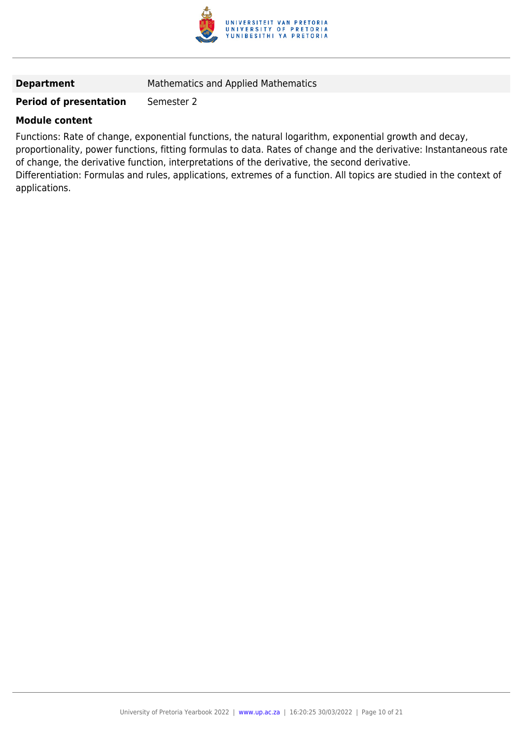| **Department** | Mathematics and Applied Mathematics |
| --- | --- |
| **Period of presentation** | Semester 2 |

**Module content**

Functions: Rate of change, exponential functions, the natural logarithm, exponential growth and decay, proportionality, power functions, fitting formulas to data. Rates of change and the derivative: Instantaneous rate of change, the derivative function, interpretations of the derivative, the second derivative.
Differentiation: Formulas and rules, applications, extremes of a function. All topics are studied in the context of applications.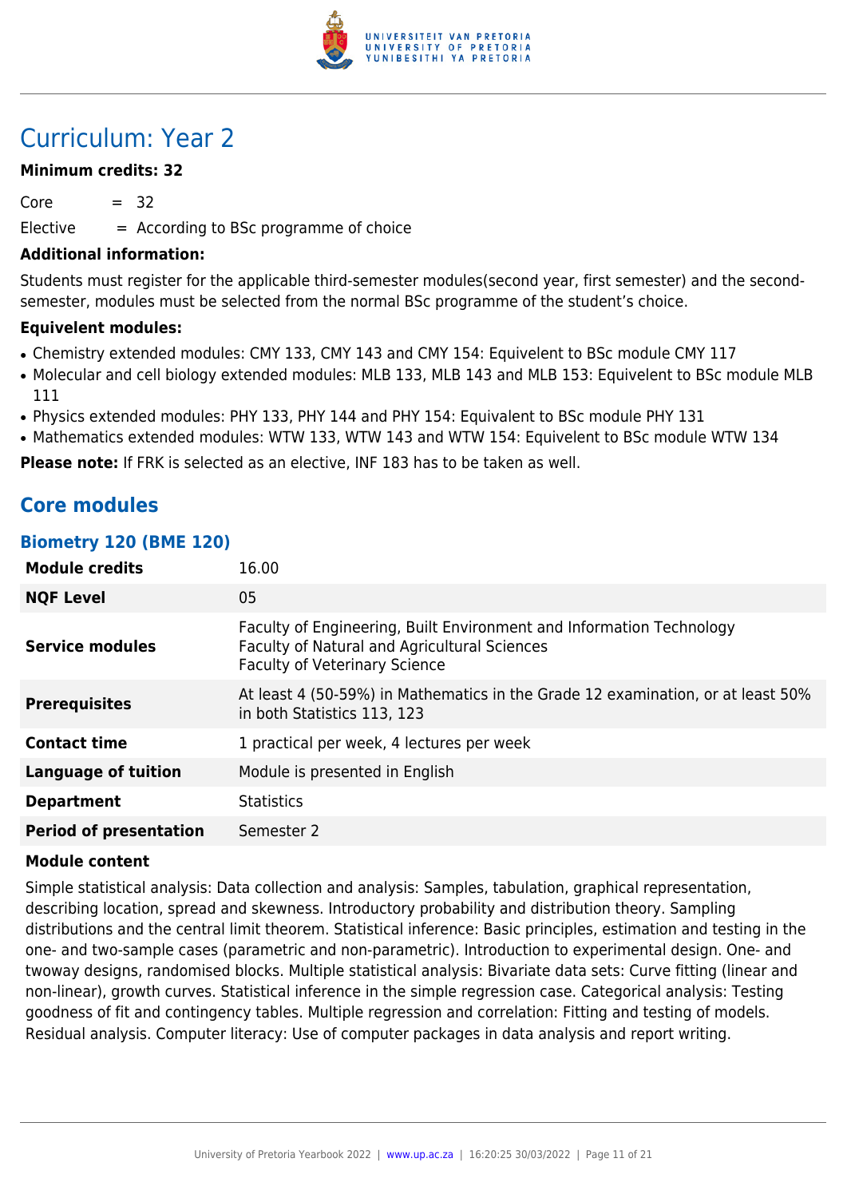# Curriculum: Year 2

**Minimum credits: 32**

Core = 32

Elective = According to BSc programme of choice

**Additional information:**

Students must register for the applicable third-semester modules(second year, first semester) and the second-semester, modules must be selected from the normal BSc programme of the student's choice.

**Equivelent modules:**

- Chemistry extended modules: CMY 133, CMY 143 and CMY 154: Equivelent to BSc module CMY 117
- Molecular and cell biology extended modules: MLB 133, MLB 143 and MLB 153: Equivelent to BSc module MLB 111
- Physics extended modules: PHY 133, PHY 144 and PHY 154: Equivalent to BSc module PHY 131
- Mathematics extended modules: WTW 133, WTW 143 and WTW 154: Equivelent to BSc module WTW 134

**Please note:** If FRK is selected as an elective, INF 183 has to be taken as well.

## Core modules

### Biometry 120 (BME 120)

| | |
|---|---|
| **Module credits** | 16.00 |
| **NQF Level** | 05 |
| **Service modules** | Faculty of Engineering, Built Environment and Information Technology<br>Faculty of Natural and Agricultural Sciences<br>Faculty of Veterinary Science |
| **Prerequisites** | At least 4 (50-59%) in Mathematics in the Grade 12 examination, or at least 50% in both Statistics 113, 123 |
| **Contact time** | 1 practical per week, 4 lectures per week |
| **Language of tuition** | Module is presented in English |
| **Department** | Statistics |
| **Period of presentation** | Semester 2 |

**Module content**

Simple statistical analysis: Data collection and analysis: Samples, tabulation, graphical representation, describing location, spread and skewness. Introductory probability and distribution theory. Sampling distributions and the central limit theorem. Statistical inference: Basic principles, estimation and testing in the one- and two-sample cases (parametric and non-parametric). Introduction to experimental design. One- and twoway designs, randomised blocks. Multiple statistical analysis: Bivariate data sets: Curve fitting (linear and non-linear), growth curves. Statistical inference in the simple regression case. Categorical analysis: Testing goodness of fit and contingency tables. Multiple regression and correlation: Fitting and testing of models. Residual analysis. Computer literacy: Use of computer packages in data analysis and report writing.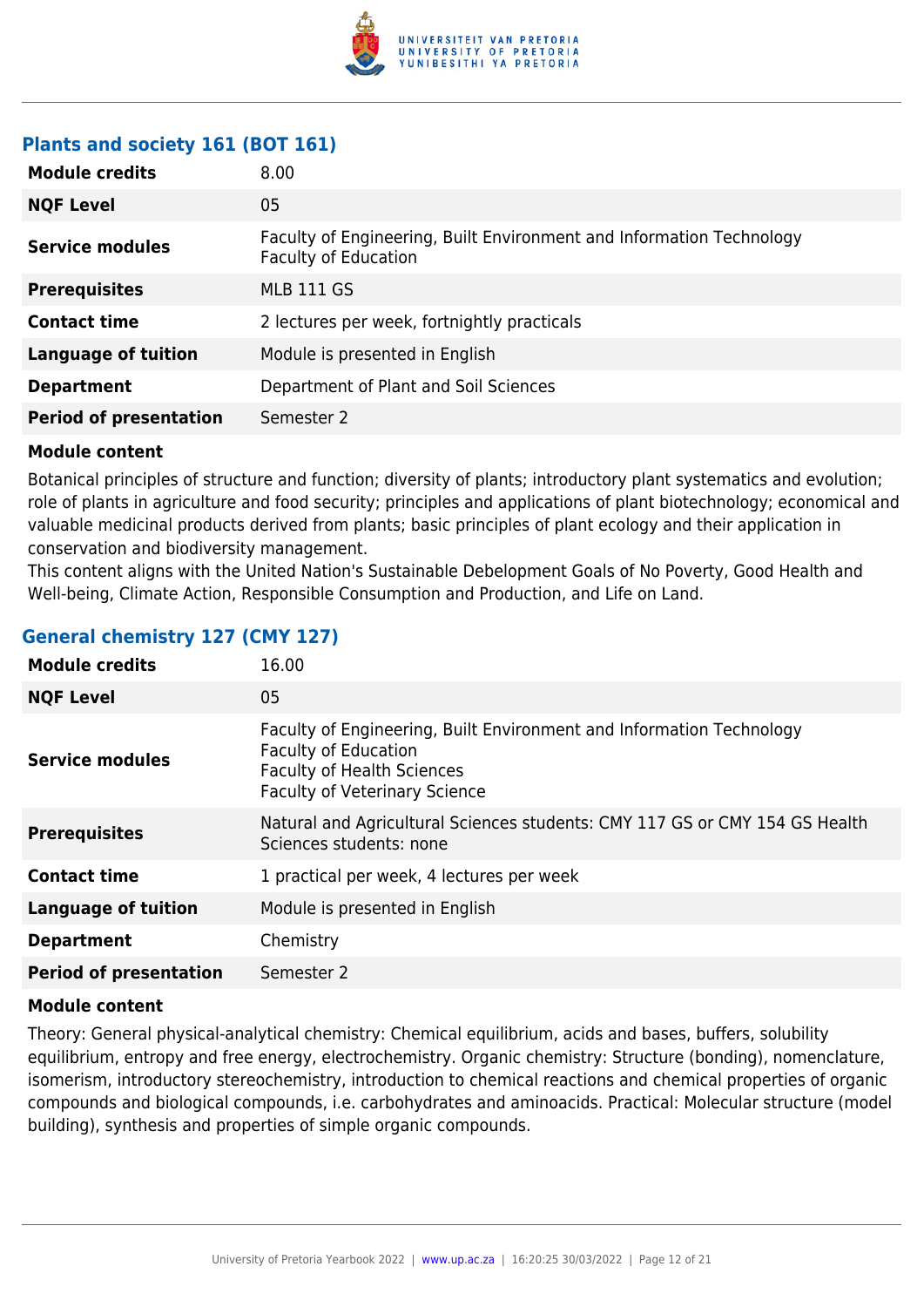### Plants and society 161 (BOT 161)

| | |
|---|---|
| **Module credits** | 8.00 |
| **NQF Level** | 05 |
| **Service modules** | Faculty of Engineering, Built Environment and Information Technology<br>Faculty of Education |
| **Prerequisites** | MLB 111 GS |
| **Contact time** | 2 lectures per week, fortnightly practicals |
| **Language of tuition** | Module is presented in English |
| **Department** | Department of Plant and Soil Sciences |
| **Period of presentation** | Semester 2 |

**Module content**

Botanical principles of structure and function; diversity of plants; introductory plant systematics and evolution; role of plants in agriculture and food security; principles and applications of plant biotechnology; economical and valuable medicinal products derived from plants; basic principles of plant ecology and their application in conservation and biodiversity management.

This content aligns with the United Nation's Sustainable Debelopment Goals of No Poverty, Good Health and Well-being, Climate Action, Responsible Consumption and Production, and Life on Land.

### General chemistry 127 (CMY 127)

| | |
|---|---|
| **Module credits** | 16.00 |
| **NQF Level** | 05 |
| **Service modules** | Faculty of Engineering, Built Environment and Information Technology<br>Faculty of Education<br>Faculty of Health Sciences<br>Faculty of Veterinary Science |
| **Prerequisites** | Natural and Agricultural Sciences students: CMY 117 GS or CMY 154 GS Health Sciences students: none |
| **Contact time** | 1 practical per week, 4 lectures per week |
| **Language of tuition** | Module is presented in English |
| **Department** | Chemistry |
| **Period of presentation** | Semester 2 |

**Module content**

Theory: General physical-analytical chemistry: Chemical equilibrium, acids and bases, buffers, solubility equilibrium, entropy and free energy, electrochemistry. Organic chemistry: Structure (bonding), nomenclature, isomerism, introductory stereochemistry, introduction to chemical reactions and chemical properties of organic compounds and biological compounds, i.e. carbohydrates and aminoacids. Practical: Molecular structure (model building), synthesis and properties of simple organic compounds.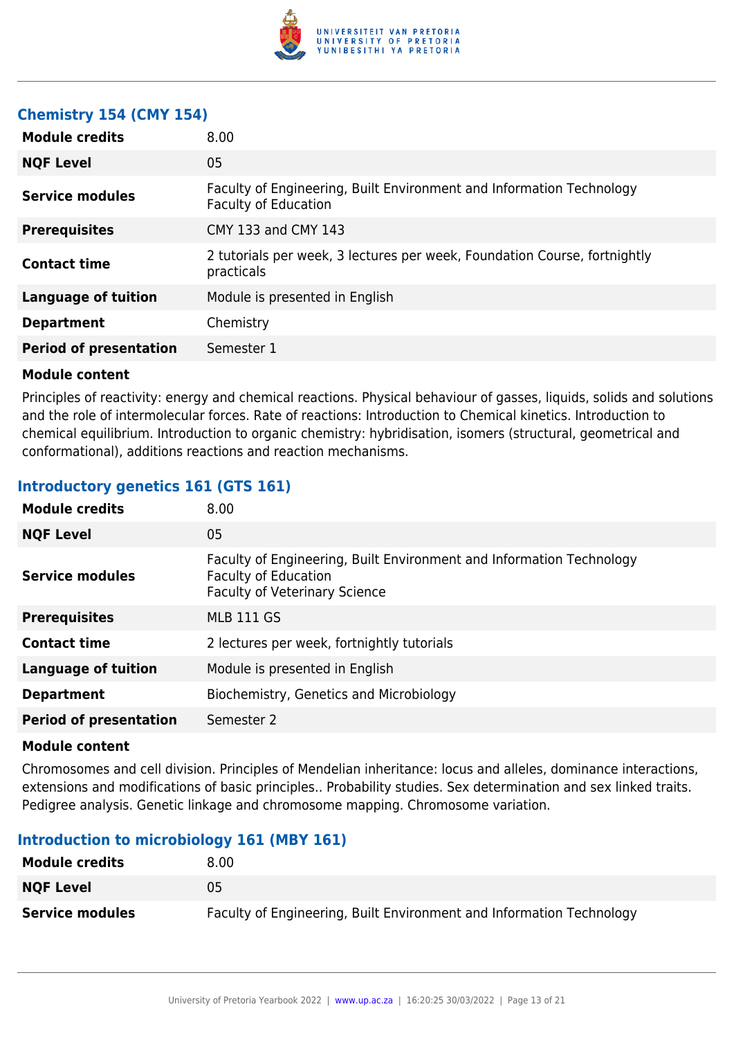### Chemistry 154 (CMY 154)

| | |
|---|---|
| **Module credits** | 8.00 |
| **NQF Level** | 05 |
| **Service modules** | Faculty of Engineering, Built Environment and Information Technology<br>Faculty of Education |
| **Prerequisites** | CMY 133 and CMY 143 |
| **Contact time** | 2 tutorials per week, 3 lectures per week, Foundation Course, fortnightly practicals |
| **Language of tuition** | Module is presented in English |
| **Department** | Chemistry |
| **Period of presentation** | Semester 1 |

**Module content**

Principles of reactivity: energy and chemical reactions. Physical behaviour of gasses, liquids, solids and solutions and the role of intermolecular forces. Rate of reactions: Introduction to Chemical kinetics. Introduction to chemical equilibrium. Introduction to organic chemistry: hybridisation, isomers (structural, geometrical and conformational), additions reactions and reaction mechanisms.

### Introductory genetics 161 (GTS 161)

| | |
|---|---|
| **Module credits** | 8.00 |
| **NQF Level** | 05 |
| **Service modules** | Faculty of Engineering, Built Environment and Information Technology<br>Faculty of Education<br>Faculty of Veterinary Science |
| **Prerequisites** | MLB 111 GS |
| **Contact time** | 2 lectures per week, fortnightly tutorials |
| **Language of tuition** | Module is presented in English |
| **Department** | Biochemistry, Genetics and Microbiology |
| **Period of presentation** | Semester 2 |

**Module content**

Chromosomes and cell division. Principles of Mendelian inheritance: locus and alleles, dominance interactions, extensions and modifications of basic principles.. Probability studies. Sex determination and sex linked traits. Pedigree analysis. Genetic linkage and chromosome mapping. Chromosome variation.

### Introduction to microbiology 161 (MBY 161)

| | |
|---|---|
| **Module credits** | 8.00 |
| **NQF Level** | 05 |
| **Service modules** | Faculty of Engineering, Built Environment and Information Technology |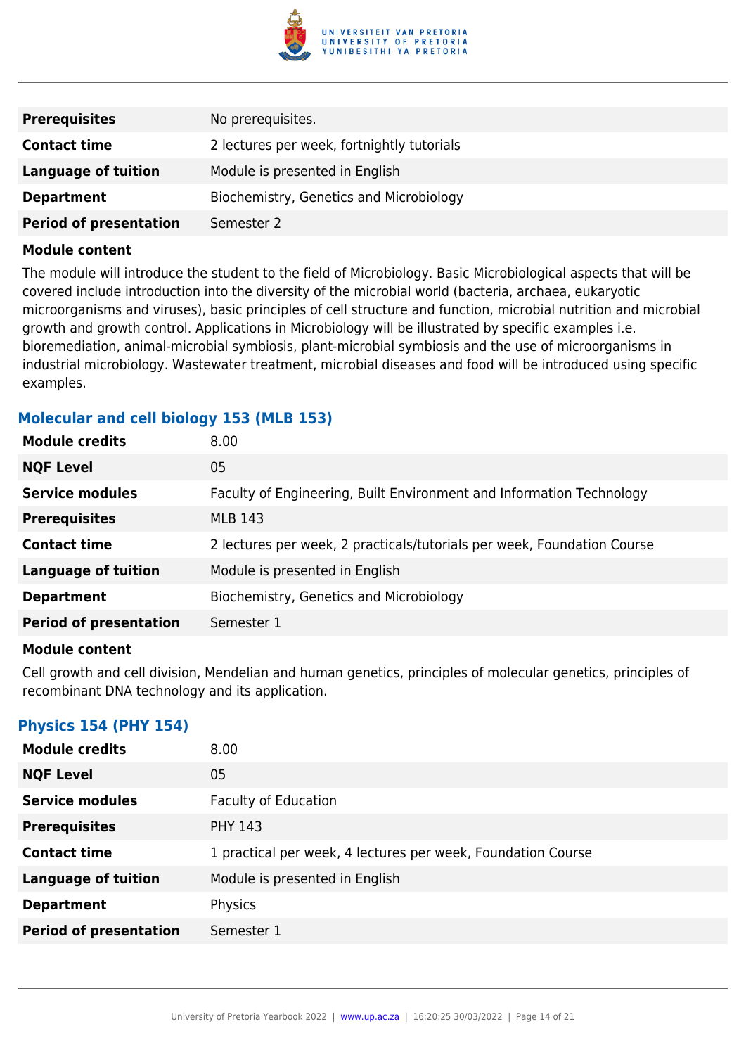| | |
|---|---|
| **Prerequisites** | No prerequisites. |
| **Contact time** | 2 lectures per week, fortnightly tutorials |
| **Language of tuition** | Module is presented in English |
| **Department** | Biochemistry, Genetics and Microbiology |
| **Period of presentation** | Semester 2 |

**Module content**

The module will introduce the student to the field of Microbiology. Basic Microbiological aspects that will be covered include introduction into the diversity of the microbial world (bacteria, archaea, eukaryotic microorganisms and viruses), basic principles of cell structure and function, microbial nutrition and microbial growth and growth control. Applications in Microbiology will be illustrated by specific examples i.e. bioremediation, animal-microbial symbiosis, plant-microbial symbiosis and the use of microorganisms in industrial microbiology. Wastewater treatment, microbial diseases and food will be introduced using specific examples.

### Molecular and cell biology 153 (MLB 153)

| | |
|---|---|
| **Module credits** | 8.00 |
| **NQF Level** | 05 |
| **Service modules** | Faculty of Engineering, Built Environment and Information Technology |
| **Prerequisites** | MLB 143 |
| **Contact time** | 2 lectures per week, 2 practicals/tutorials per week, Foundation Course |
| **Language of tuition** | Module is presented in English |
| **Department** | Biochemistry, Genetics and Microbiology |
| **Period of presentation** | Semester 1 |

**Module content**

Cell growth and cell division, Mendelian and human genetics, principles of molecular genetics, principles of recombinant DNA technology and its application.

### Physics 154 (PHY 154)

| | |
|---|---|
| **Module credits** | 8.00 |
| **NQF Level** | 05 |
| **Service modules** | Faculty of Education |
| **Prerequisites** | PHY 143 |
| **Contact time** | 1 practical per week, 4 lectures per week, Foundation Course |
| **Language of tuition** | Module is presented in English |
| **Department** | Physics |
| **Period of presentation** | Semester 1 |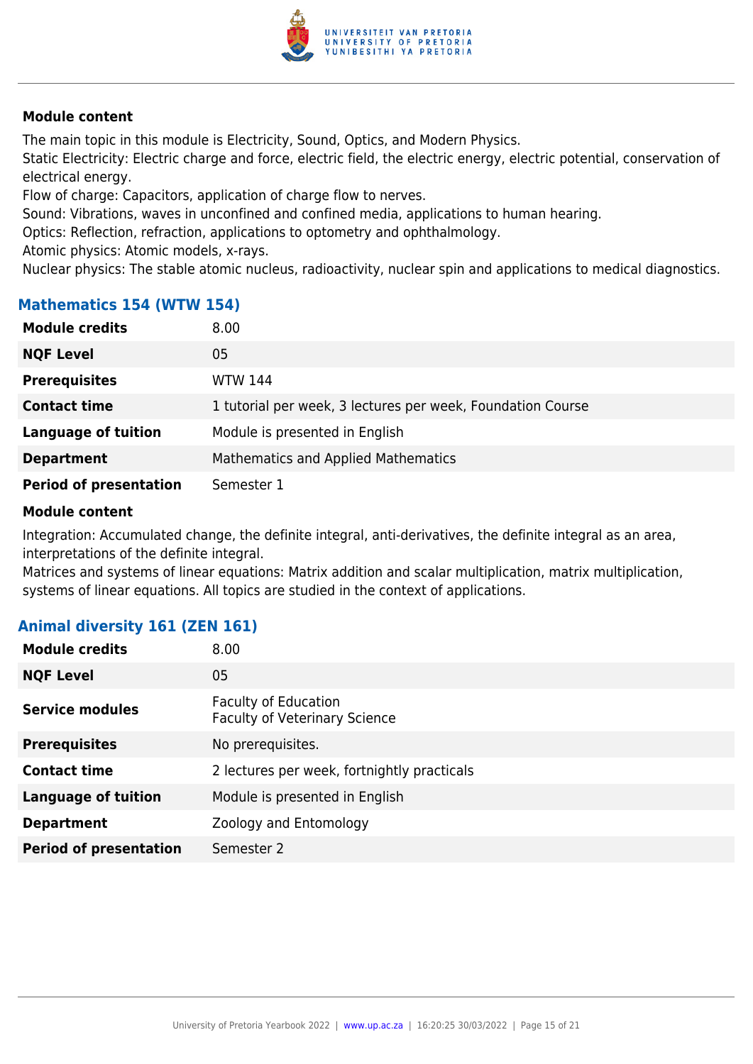#### Module content

The main topic in this module is Electricity, Sound, Optics, and Modern Physics.
Static Electricity: Electric charge and force, electric field, the electric energy, electric potential, conservation of electrical energy.
Flow of charge: Capacitors, application of charge flow to nerves.
Sound: Vibrations, waves in unconfined and confined media, applications to human hearing.
Optics: Reflection, refraction, applications to optometry and ophthalmology.
Atomic physics: Atomic models, x-rays.
Nuclear physics: The stable atomic nucleus, radioactivity, nuclear spin and applications to medical diagnostics.

### Mathematics 154 (WTW 154)

| | |
|---|---|
| **Module credits** | 8.00 |
| **NQF Level** | 05 |
| **Prerequisites** | WTW 144 |
| **Contact time** | 1 tutorial per week, 3 lectures per week, Foundation Course |
| **Language of tuition** | Module is presented in English |
| **Department** | Mathematics and Applied Mathematics |
| **Period of presentation** | Semester 1 |

#### Module content

Integration: Accumulated change, the definite integral, anti-derivatives, the definite integral as an area, interpretations of the definite integral.
Matrices and systems of linear equations: Matrix addition and scalar multiplication, matrix multiplication, systems of linear equations. All topics are studied in the context of applications.

### Animal diversity 161 (ZEN 161)

| | |
|---|---|
| **Module credits** | 8.00 |
| **NQF Level** | 05 |
| **Service modules** | Faculty of Education<br>Faculty of Veterinary Science |
| **Prerequisites** | No prerequisites. |
| **Contact time** | 2 lectures per week, fortnightly practicals |
| **Language of tuition** | Module is presented in English |
| **Department** | Zoology and Entomology |
| **Period of presentation** | Semester 2 |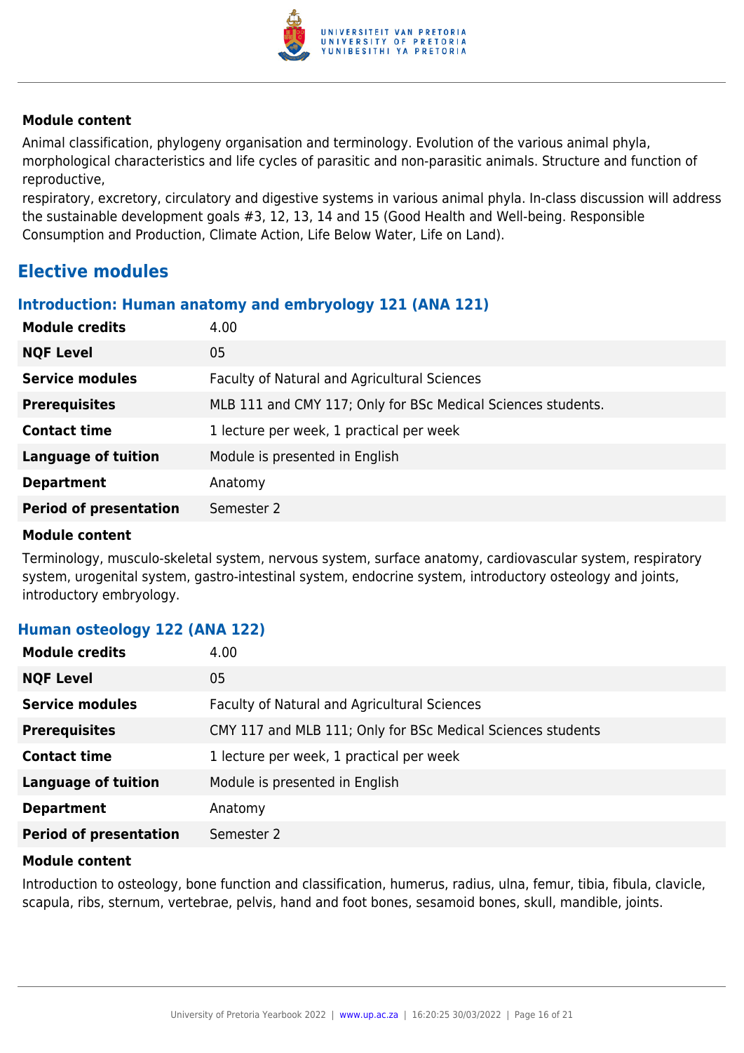**Module content**

Animal classification, phylogeny organisation and terminology. Evolution of the various animal phyla, morphological characteristics and life cycles of parasitic and non-parasitic animals. Structure and function of reproductive,
respiratory, excretory, circulatory and digestive systems in various animal phyla. In-class discussion will address the sustainable development goals #3, 12, 13, 14 and 15 (Good Health and Well-being. Responsible Consumption and Production, Climate Action, Life Below Water, Life on Land).

## Elective modules

### Introduction: Human anatomy and embryology 121 (ANA 121)

| | |
|---|---|
| **Module credits** | 4.00 |
| **NQF Level** | 05 |
| **Service modules** | Faculty of Natural and Agricultural Sciences |
| **Prerequisites** | MLB 111 and CMY 117; Only for BSc Medical Sciences students. |
| **Contact time** | 1 lecture per week, 1 practical per week |
| **Language of tuition** | Module is presented in English |
| **Department** | Anatomy |
| **Period of presentation** | Semester 2 |

**Module content**

Terminology, musculo-skeletal system, nervous system, surface anatomy, cardiovascular system, respiratory system, urogenital system, gastro-intestinal system, endocrine system, introductory osteology and joints, introductory embryology.

### Human osteology 122 (ANA 122)

| | |
|---|---|
| **Module credits** | 4.00 |
| **NQF Level** | 05 |
| **Service modules** | Faculty of Natural and Agricultural Sciences |
| **Prerequisites** | CMY 117 and MLB 111; Only for BSc Medical Sciences students |
| **Contact time** | 1 lecture per week, 1 practical per week |
| **Language of tuition** | Module is presented in English |
| **Department** | Anatomy |
| **Period of presentation** | Semester 2 |

**Module content**

Introduction to osteology, bone function and classification, humerus, radius, ulna, femur, tibia, fibula, clavicle, scapula, ribs, sternum, vertebrae, pelvis, hand and foot bones, sesamoid bones, skull, mandible, joints.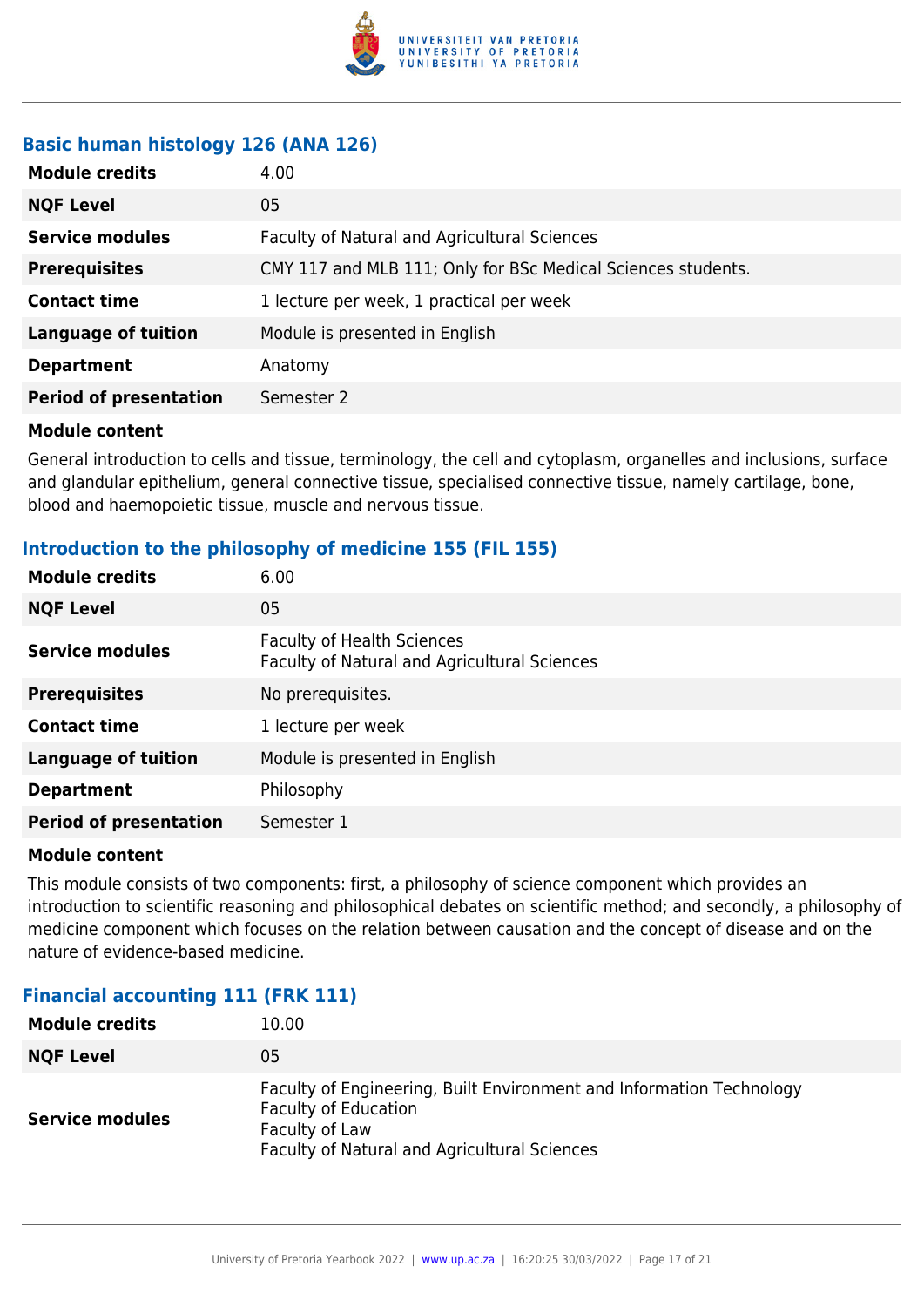### Basic human histology 126 (ANA 126)

| | |
|---|---|
| **Module credits** | 4.00 |
| **NQF Level** | 05 |
| **Service modules** | Faculty of Natural and Agricultural Sciences |
| **Prerequisites** | CMY 117 and MLB 111; Only for BSc Medical Sciences students. |
| **Contact time** | 1 lecture per week, 1 practical per week |
| **Language of tuition** | Module is presented in English |
| **Department** | Anatomy |
| **Period of presentation** | Semester 2 |

**Module content**

General introduction to cells and tissue, terminology, the cell and cytoplasm, organelles and inclusions, surface and glandular epithelium, general connective tissue, specialised connective tissue, namely cartilage, bone, blood and haemopoietic tissue, muscle and nervous tissue.

### Introduction to the philosophy of medicine 155 (FIL 155)

| | |
|---|---|
| **Module credits** | 6.00 |
| **NQF Level** | 05 |
| **Service modules** | Faculty of Health Sciences<br>Faculty of Natural and Agricultural Sciences |
| **Prerequisites** | No prerequisites. |
| **Contact time** | 1 lecture per week |
| **Language of tuition** | Module is presented in English |
| **Department** | Philosophy |
| **Period of presentation** | Semester 1 |

**Module content**

This module consists of two components: first, a philosophy of science component which provides an introduction to scientific reasoning and philosophical debates on scientific method; and secondly, a philosophy of medicine component which focuses on the relation between causation and the concept of disease and on the nature of evidence-based medicine.

### Financial accounting 111 (FRK 111)

| | |
|---|---|
| **Module credits** | 10.00 |
| **NQF Level** | 05 |
| **Service modules** | Faculty of Engineering, Built Environment and Information Technology<br>Faculty of Education<br>Faculty of Law<br>Faculty of Natural and Agricultural Sciences |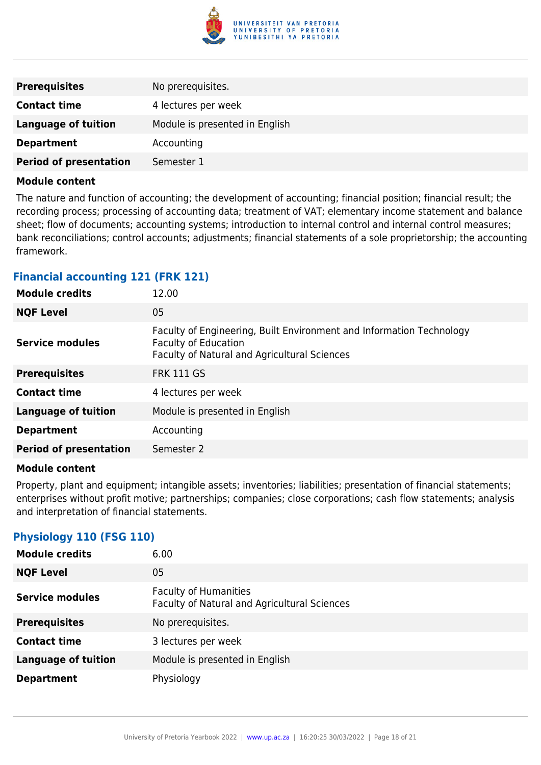| | |
|---|---|
| **Prerequisites** | No prerequisites. |
| **Contact time** | 4 lectures per week |
| **Language of tuition** | Module is presented in English |
| **Department** | Accounting |
| **Period of presentation** | Semester 1 |

**Module content**

The nature and function of accounting; the development of accounting; financial position; financial result; the recording process; processing of accounting data; treatment of VAT; elementary income statement and balance sheet; flow of documents; accounting systems; introduction to internal control and internal control measures; bank reconciliations; control accounts; adjustments; financial statements of a sole proprietorship; the accounting framework.

### Financial accounting 121 (FRK 121)

| | |
|---|---|
| **Module credits** | 12.00 |
| **NQF Level** | 05 |
| **Service modules** | Faculty of Engineering, Built Environment and Information Technology<br>Faculty of Education<br>Faculty of Natural and Agricultural Sciences |
| **Prerequisites** | FRK 111 GS |
| **Contact time** | 4 lectures per week |
| **Language of tuition** | Module is presented in English |
| **Department** | Accounting |
| **Period of presentation** | Semester 2 |

**Module content**

Property, plant and equipment; intangible assets; inventories; liabilities; presentation of financial statements; enterprises without profit motive; partnerships; companies; close corporations; cash flow statements; analysis and interpretation of financial statements.

### Physiology 110 (FSG 110)

| | |
|---|---|
| **Module credits** | 6.00 |
| **NQF Level** | 05 |
| **Service modules** | Faculty of Humanities<br>Faculty of Natural and Agricultural Sciences |
| **Prerequisites** | No prerequisites. |
| **Contact time** | 3 lectures per week |
| **Language of tuition** | Module is presented in English |
| **Department** | Physiology |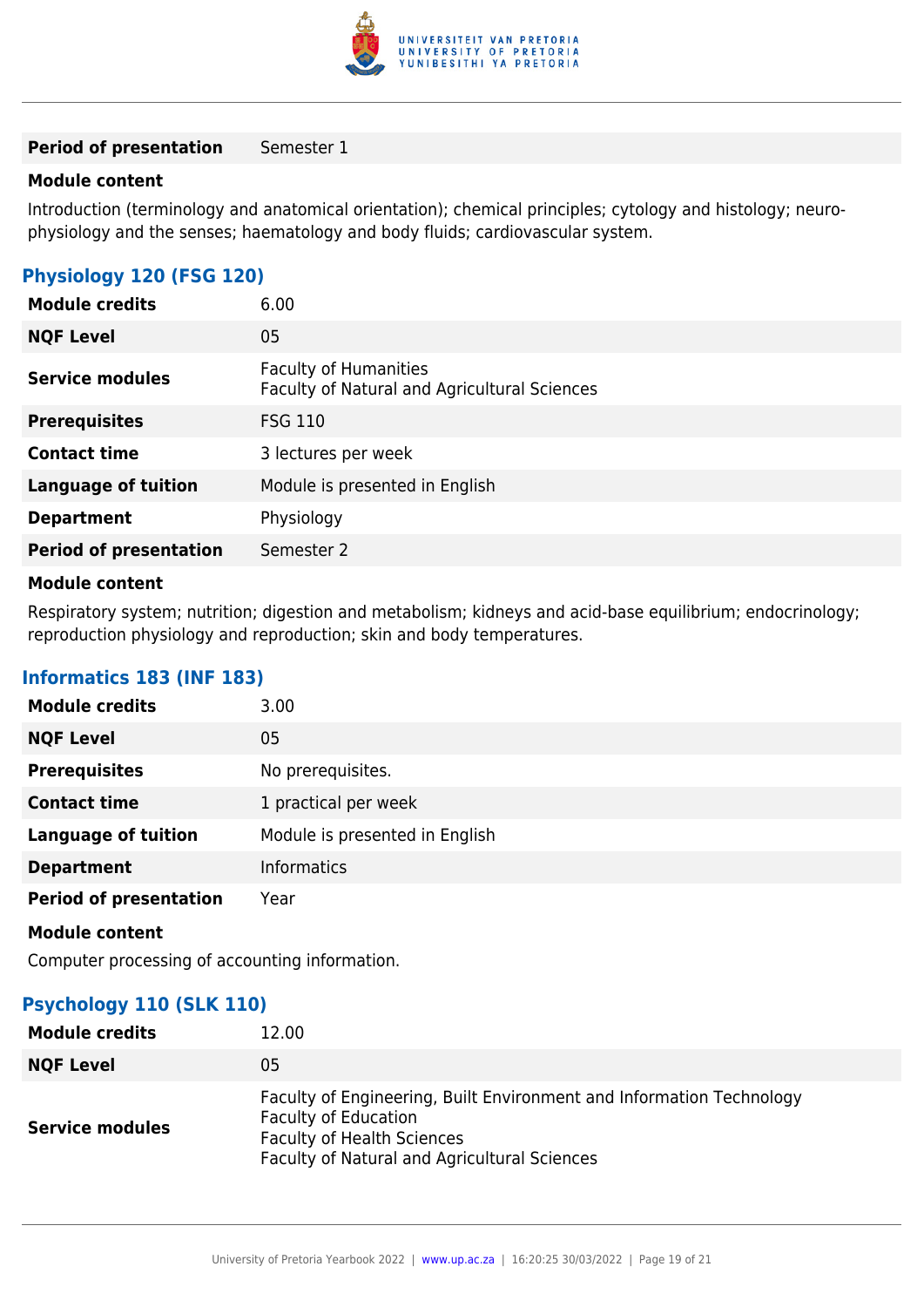| | |
|---|---|
| **Period of presentation** | Semester 1 |

**Module content**

Introduction (terminology and anatomical orientation); chemical principles; cytology and histology; neuro-physiology and the senses; haematology and body fluids; cardiovascular system.

### Physiology 120 (FSG 120)

| | |
|---|---|
| **Module credits** | 6.00 |
| **NQF Level** | 05 |
| **Service modules** | Faculty of Humanities<br>Faculty of Natural and Agricultural Sciences |
| **Prerequisites** | FSG 110 |
| **Contact time** | 3 lectures per week |
| **Language of tuition** | Module is presented in English |
| **Department** | Physiology |
| **Period of presentation** | Semester 2 |

**Module content**

Respiratory system; nutrition; digestion and metabolism; kidneys and acid-base equilibrium; endocrinology; reproduction physiology and reproduction; skin and body temperatures.

### Informatics 183 (INF 183)

| | |
|---|---|
| **Module credits** | 3.00 |
| **NQF Level** | 05 |
| **Prerequisites** | No prerequisites. |
| **Contact time** | 1 practical per week |
| **Language of tuition** | Module is presented in English |
| **Department** | Informatics |
| **Period of presentation** | Year |

**Module content**

Computer processing of accounting information.

### Psychology 110 (SLK 110)

| | |
|---|---|
| **Module credits** | 12.00 |
| **NQF Level** | 05 |
| **Service modules** | Faculty of Engineering, Built Environment and Information Technology<br>Faculty of Education<br>Faculty of Health Sciences<br>Faculty of Natural and Agricultural Sciences |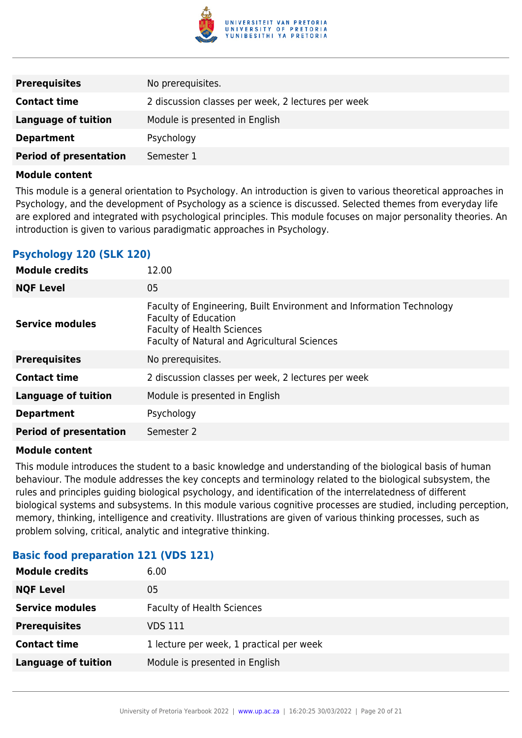| | |
|---|---|
| **Prerequisites** | No prerequisites. |
| **Contact time** | 2 discussion classes per week, 2 lectures per week |
| **Language of tuition** | Module is presented in English |
| **Department** | Psychology |
| **Period of presentation** | Semester 1 |

**Module content**

This module is a general orientation to Psychology. An introduction is given to various theoretical approaches in Psychology, and the development of Psychology as a science is discussed. Selected themes from everyday life are explored and integrated with psychological principles. This module focuses on major personality theories. An introduction is given to various paradigmatic approaches in Psychology.

## Psychology 120 (SLK 120)

| | |
|---|---|
| **Module credits** | 12.00 |
| **NQF Level** | 05 |
| **Service modules** | Faculty of Engineering, Built Environment and Information Technology<br>Faculty of Education<br>Faculty of Health Sciences<br>Faculty of Natural and Agricultural Sciences |
| **Prerequisites** | No prerequisites. |
| **Contact time** | 2 discussion classes per week, 2 lectures per week |
| **Language of tuition** | Module is presented in English |
| **Department** | Psychology |
| **Period of presentation** | Semester 2 |

**Module content**

This module introduces the student to a basic knowledge and understanding of the biological basis of human behaviour. The module addresses the key concepts and terminology related to the biological subsystem, the rules and principles guiding biological psychology, and identification of the interrelatedness of different biological systems and subsystems. In this module various cognitive processes are studied, including perception, memory, thinking, intelligence and creativity. Illustrations are given of various thinking processes, such as problem solving, critical, analytic and integrative thinking.

## Basic food preparation 121 (VDS 121)

| | |
|---|---|
| **Module credits** | 6.00 |
| **NQF Level** | 05 |
| **Service modules** | Faculty of Health Sciences |
| **Prerequisites** | VDS 111 |
| **Contact time** | 1 lecture per week, 1 practical per week |
| **Language of tuition** | Module is presented in English |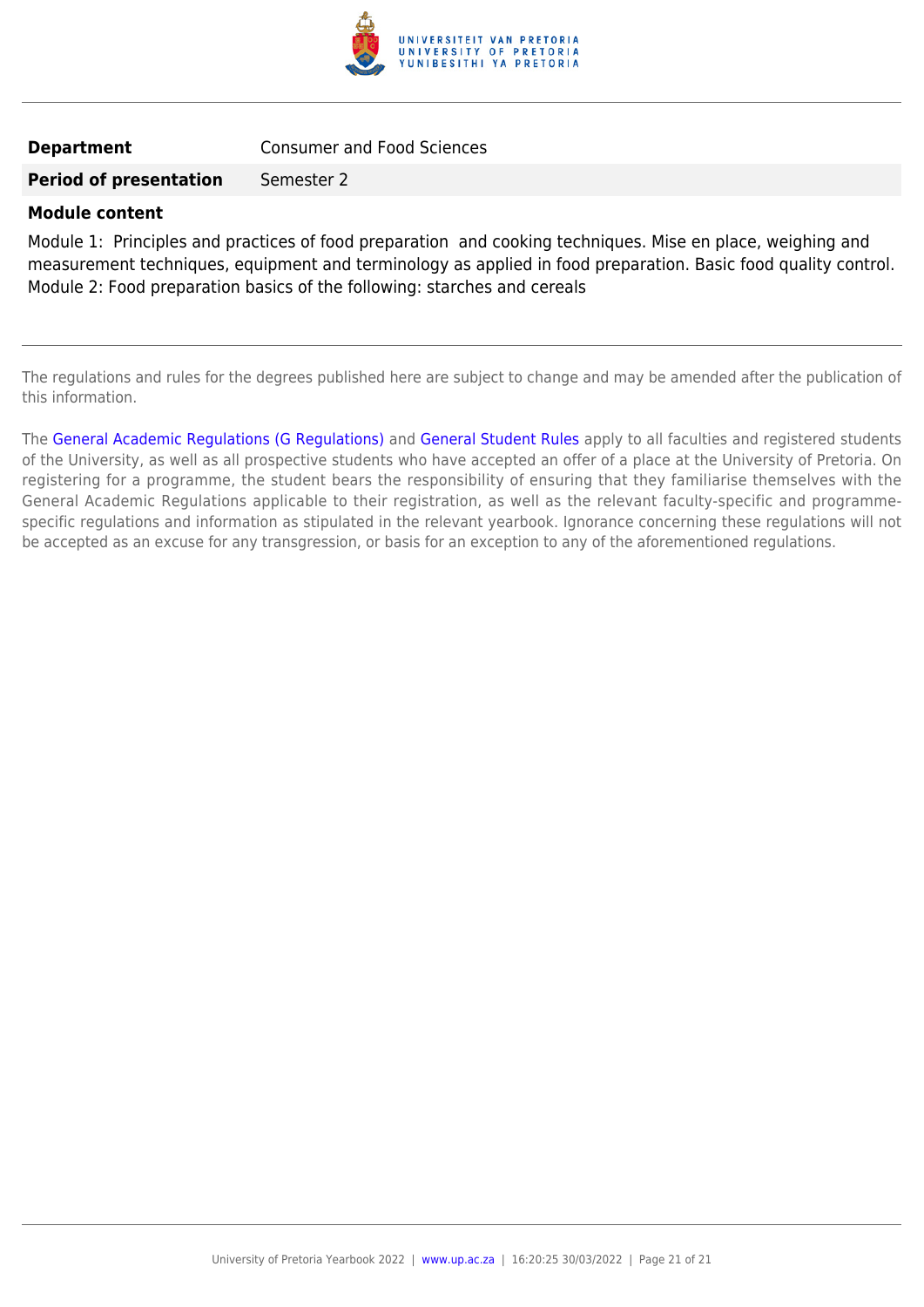| | |
|---|---|
| **Department** | Consumer and Food Sciences |
| **Period of presentation** | Semester 2 |

**Module content**

Module 1: Principles and practices of food preparation and cooking techniques. Mise en place, weighing and measurement techniques, equipment and terminology as applied in food preparation. Basic food quality control.
Module 2: Food preparation basics of the following: starches and cereals

---

The regulations and rules for the degrees published here are subject to change and may be amended after the publication of this information.

The General Academic Regulations (G Regulations) and General Student Rules apply to all faculties and registered students of the University, as well as all prospective students who have accepted an offer of a place at the University of Pretoria. On registering for a programme, the student bears the responsibility of ensuring that they familiarise themselves with the General Academic Regulations applicable to their registration, as well as the relevant faculty-specific and programme-specific regulations and information as stipulated in the relevant yearbook. Ignorance concerning these regulations will not be accepted as an excuse for any transgression, or basis for an exception to any of the aforementioned regulations.